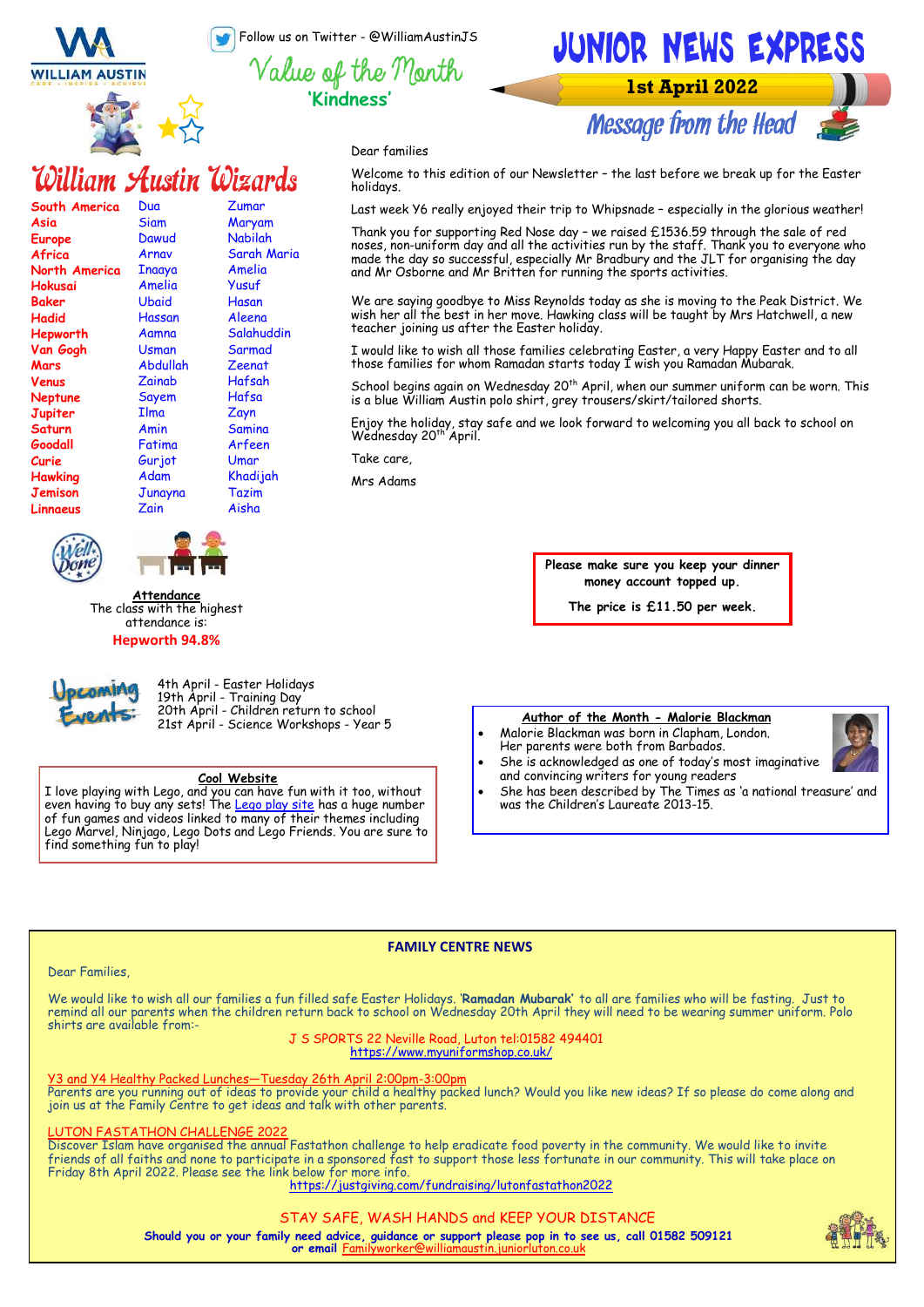WILLIAM AUSTIN

Follow us on Twitter - @WilliamAustinJS

# Value of the Month

**'Kindness'**

# JUNIOR NEWS EXPRESS

**1st April 2022**

## William Austin Wizards

| | | |
|---|---|---|
| South America | Dua | Zumar |
| Asia | Siam | Maryam |
| Europe | Dawud | Nabilah |
| Africa | Arnav | Sarah Maria |
| North America | Inaaya | Amelia |
| Hokusai | Amelia | Yusuf |
| Baker | Ubaid | Hasan |
| Hadid | Hassan | Aleena |
| Hepworth | Aamna | Salahuddin |
| Van Gogh | Usman | Sarmad |
| Mars | Abdullah | Zeenat |
| Venus | Zainab | Hafsah |
| Neptune | Sayem | Hafsa |
| Jupiter | Ilma | Zayn |
| Saturn | Amin | Samina |
| Goodall | Fatima | Arfeen |
| Curie | Gurjot | Umar |
| Hawking | Adam | Khadijah |
| Jemison | Junayna | Tazim |
| Linnaeus | Zain | Aisha |

## Message from the Head

Dear families

Welcome to this edition of our Newsletter – the last before we break up for the Easter holidays.

Last week Y6 really enjoyed their trip to Whipsnade – especially in the glorious weather!

Thank you for supporting Red Nose day – we raised £1536.59 through the sale of red noses, non-uniform day and all the activities run by the staff. Thank you to everyone who made the day so successful, especially Mr Bradbury and the JLT for organising the day and Mr Osborne and Mr Britten for running the sports activities.

We are saying goodbye to Miss Reynolds today as she is moving to the Peak District. We wish her all the best in her move. Hawking class will be taught by Mrs Hatchwell, a new teacher joining us after the Easter holiday.

I would like to wish all those families celebrating Easter, a very Happy Easter and to all those families for whom Ramadan starts today I wish you Ramadan Mubarak.

School begins again on Wednesday 20th April, when our summer uniform can be worn. This is a blue William Austin polo shirt, grey trousers/skirt/tailored shorts.

Enjoy the holiday, stay safe and we look forward to welcoming you all back to school on Wednesday 20th April.

Take care,

Mrs Adams

**Attendance**

The class with the highest attendance is:

**Hepworth 94.8%**

**Please make sure you keep your dinner money account topped up.**

**The price is £11.50 per week.**

## Upcoming Events:

4th April - Easter Holidays
19th April - Training Day
20th April - Children return to school
21st April - Science Workshops - Year 5

**Cool Website**

I love playing with Lego, and you can have fun with it too, without even having to buy any sets! The Lego play site has a huge number of fun games and videos linked to many of their themes including Lego Marvel, Ninjago, Lego Dots and Lego Friends. You are sure to find something fun to play!

**Author of the Month - Malorie Blackman**

- Malorie Blackman was born in Clapham, London. Her parents were both from Barbados.
- She is acknowledged as one of today's most imaginative and convincing writers for young readers
- She has been described by The Times as 'a national treasure' and was the Children's Laureate 2013-15.

## FAMILY CENTRE NEWS

Dear Families,

We would like to wish all our families a fun filled safe Easter Holidays. '**Ramadan Mubarak**' to all are families who will be fasting. Just to remind all our parents when the children return back to school on Wednesday 20th April they will need to be wearing summer uniform. Polo shirts are available from:-

J S SPORTS 22 Neville Road, Luton tel:01582 494401
https://www.myuniformshop.co.uk/

Y3 and Y4 Healthy Packed Lunches—Tuesday 26th April 2:00pm-3:00pm

Parents are you running out of ideas to provide your child a healthy packed lunch? Would you like new ideas? If so please do come along and join us at the Family Centre to get ideas and talk with other parents.

LUTON FASTATHON CHALLENGE 2022

Discover Islam have organised the annual Fastathon challenge to help eradicate food poverty in the community. We would like to invite friends of all faiths and none to participate in a sponsored fast to support those less fortunate in our community. This will take place on Friday 8th April 2022. Please see the link below for more info.

https://justgiving.com/fundraising/lutonfastathon2022

STAY SAFE, WASH HANDS and KEEP YOUR DISTANCE

**Should you or your family need advice, guidance or support please pop in to see us, call 01582 509121 or email** Familyworker@williamaustin.juniorluton.co.uk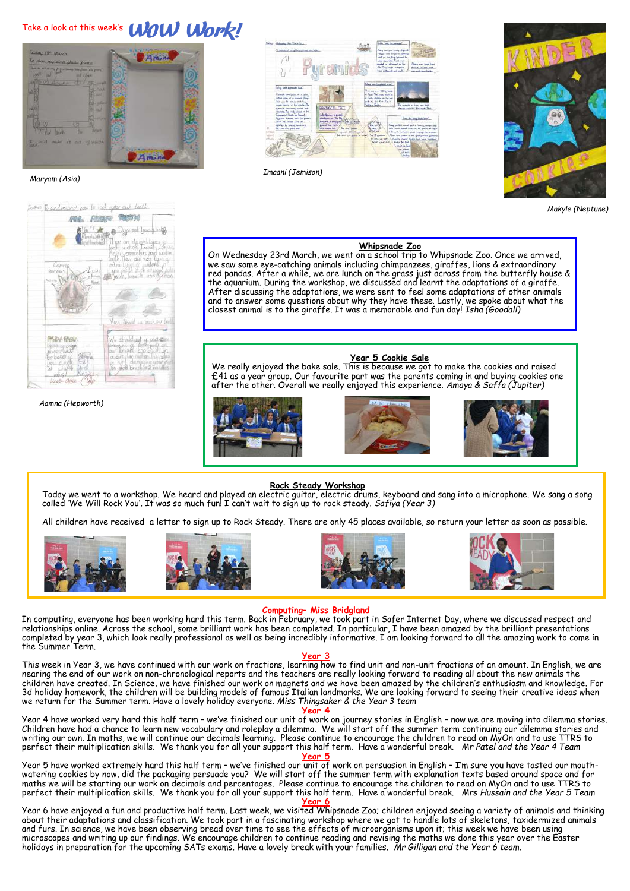Take a look at this week's **WOW Work!**

*Maryam (Asia)*

*Imaani (Jemison)*

*Makyle (Neptune)*

*Aamna (Hepworth)*

**Whipsnade Zoo**

On Wednesday 23rd March, we went on a school trip to Whipsnade Zoo. Once we arrived, we saw some eye-catching animals including chimpanzees, giraffes, lions & extraordinary red pandas. After a while, we are lunch on the grass just across from the butterfly house & the aquarium. During the workshop, we discussed and learnt the adaptations of a giraffe. After discussing the adaptations, we were sent to feel some adaptations of other animals and to answer some questions about why they have these. Lastly, we spoke about what the closest animal is to the giraffe. It was a memorable and fun day! *Isha (Goodall)*

**Year 5 Cookie Sale**

We really enjoyed the bake sale. This is because we got to make the cookies and raised £41 as a year group. Our favourite part was the parents coming in and buying cookies one after the other. Overall we really enjoyed this experience. *Amaya & Saffa (Jupiter)*

**Rock Steady Workshop**

Today we went to a workshop. We heard and played an electric guitar, electric drums, keyboard and sang into a microphone. We sang a song called 'We Will Rock You'. It was so much fun! I can't wait to sign up to rock steady. *Safiya (Year 3)*

All children have received a letter to sign up to Rock Steady. There are only 45 places available, so return your letter as soon as possible.

## Computing– Miss Bridgland

In computing, everyone has been working hard this term. Back in February, we took part in Safer Internet Day, where we discussed respect and relationships online. Across the school, some brilliant work has been completed. In particular, I have been amazed by the brilliant presentations completed by year 3, which look really professional as well as being incredibly informative. I am looking forward to all the amazing work to come in the Summer Term.

## Year 3

This week in Year 3, we have continued with our work on fractions, learning how to find unit and non-unit fractions of an amount. In English, we are nearing the end of our work on non-chronological reports and the teachers are really looking forward to reading all about the new animals the children have created. In Science, we have finished our work on magnets and we have been amazed by the children's enthusiasm and knowledge. For 3d holiday homework, the children will be building models of famous Italian landmarks. We are looking forward to seeing their creative ideas when we return for the Summer term. Have a lovely holiday everyone. *Miss Thingsaker & the Year 3 team*

## Year 4

Year 4 have worked very hard this half term – we've finished our unit of work on journey stories in English – now we are moving into dilemma stories. Children have had a chance to learn new vocabulary and roleplay a dilemma. We will start off the summer term continuing our dilemma stories and writing our own. In maths, we will continue our decimals learning. Please continue to encourage the children to read on MyOn and to use TTRS to perfect their multiplication skills. We thank you for all your support this half term. Have a wonderful break. *Mr Patel and the Year 4 Team*

## Year 5

Year 5 have worked extremely hard this half term – we've finished our unit of work on persuasion in English – I'm sure you have tasted our mouth-watering cookies by now, did the packaging persuade you? We will start off the summer term with explanation texts based around space and for maths we will be starting our work on decimals and percentages. Please continue to encourage the children to read on MyOn and to use TTRS to perfect their multiplication skills. We thank you for all your support this half term. Have a wonderful break. *Mrs Hussain and the Year 5 Team*

## Year 6

Year 6 have enjoyed a fun and productive half term. Last week, we visited Whipsnade Zoo; children enjoyed seeing a variety of animals and thinking about their adaptations and classification. We took part in a fascinating workshop where we got to handle lots of skeletons, taxidermized animals and furs. In science, we have been observing bread over time to see the effects of microorganisms upon it; this week we have been using microscopes and writing up our findings. We encourage children to continue reading and revising the maths we done this year over the Easter holidays in preparation for the upcoming SATs exams. Have a lovely break with your families. *Mr Gilligan and the Year 6 team.*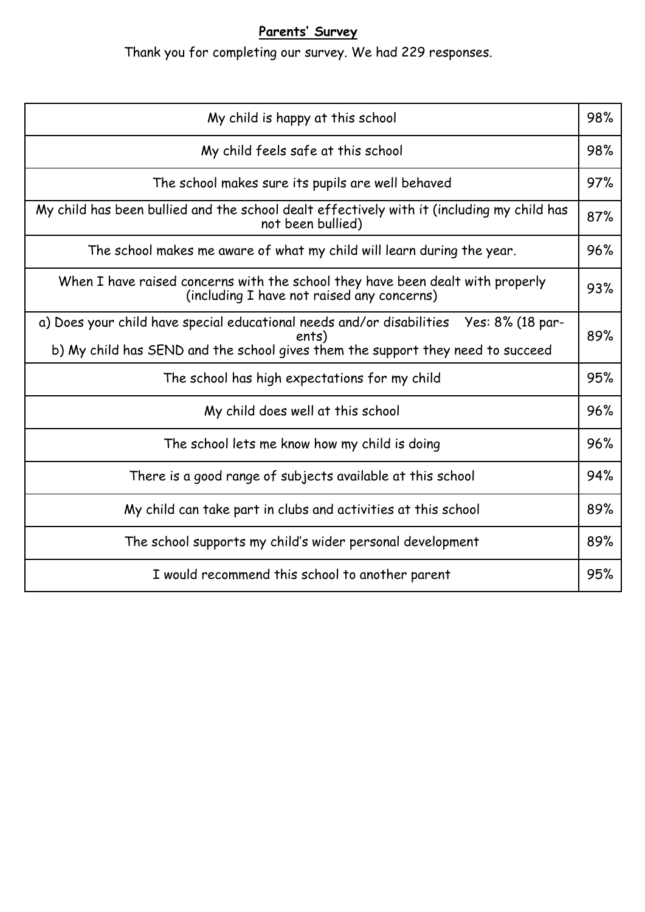**Parents' Survey**

Thank you for completing our survey. We had 229 responses.

| | |
|---|---|
| My child is happy at this school | 98% |
| My child feels safe at this school | 98% |
| The school makes sure its pupils are well behaved | 97% |
| My child has been bullied and the school dealt effectively with it (including my child has not been bullied) | 87% |
| The school makes me aware of what my child will learn during the year. | 96% |
| When I have raised concerns with the school they have been dealt with properly (including I have not raised any concerns) | 93% |
| a) Does your child have special educational needs and/or disabilities Yes: 8% (18 parents)<br>b) My child has SEND and the school gives them the support they need to succeed | 89% |
| The school has high expectations for my child | 95% |
| My child does well at this school | 96% |
| The school lets me know how my child is doing | 96% |
| There is a good range of subjects available at this school | 94% |
| My child can take part in clubs and activities at this school | 89% |
| The school supports my child's wider personal development | 89% |
| I would recommend this school to another parent | 95% |